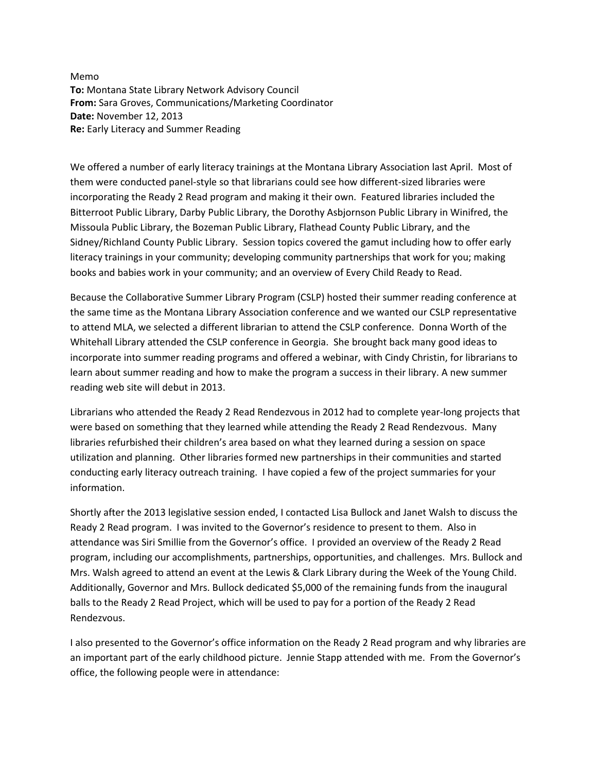Memo
**To:** Montana State Library Network Advisory Council
**From:** Sara Groves, Communications/Marketing Coordinator
**Date:** November 12, 2013
**Re:** Early Literacy and Summer Reading

We offered a number of early literacy trainings at the Montana Library Association last April. Most of them were conducted panel-style so that librarians could see how different-sized libraries were incorporating the Ready 2 Read program and making it their own. Featured libraries included the Bitterroot Public Library, Darby Public Library, the Dorothy Asbjornson Public Library in Winifred, the Missoula Public Library, the Bozeman Public Library, Flathead County Public Library, and the Sidney/Richland County Public Library. Session topics covered the gamut including how to offer early literacy trainings in your community; developing community partnerships that work for you; making books and babies work in your community; and an overview of Every Child Ready to Read.

Because the Collaborative Summer Library Program (CSLP) hosted their summer reading conference at the same time as the Montana Library Association conference and we wanted our CSLP representative to attend MLA, we selected a different librarian to attend the CSLP conference. Donna Worth of the Whitehall Library attended the CSLP conference in Georgia. She brought back many good ideas to incorporate into summer reading programs and offered a webinar, with Cindy Christin, for librarians to learn about summer reading and how to make the program a success in their library. A new summer reading web site will debut in 2013.

Librarians who attended the Ready 2 Read Rendezvous in 2012 had to complete year-long projects that were based on something that they learned while attending the Ready 2 Read Rendezvous. Many libraries refurbished their children's area based on what they learned during a session on space utilization and planning. Other libraries formed new partnerships in their communities and started conducting early literacy outreach training. I have copied a few of the project summaries for your information.

Shortly after the 2013 legislative session ended, I contacted Lisa Bullock and Janet Walsh to discuss the Ready 2 Read program. I was invited to the Governor's residence to present to them. Also in attendance was Siri Smillie from the Governor's office. I provided an overview of the Ready 2 Read program, including our accomplishments, partnerships, opportunities, and challenges. Mrs. Bullock and Mrs. Walsh agreed to attend an event at the Lewis & Clark Library during the Week of the Young Child. Additionally, Governor and Mrs. Bullock dedicated $5,000 of the remaining funds from the inaugural balls to the Ready 2 Read Project, which will be used to pay for a portion of the Ready 2 Read Rendezvous.

I also presented to the Governor's office information on the Ready 2 Read program and why libraries are an important part of the early childhood picture. Jennie Stapp attended with me. From the Governor's office, the following people were in attendance: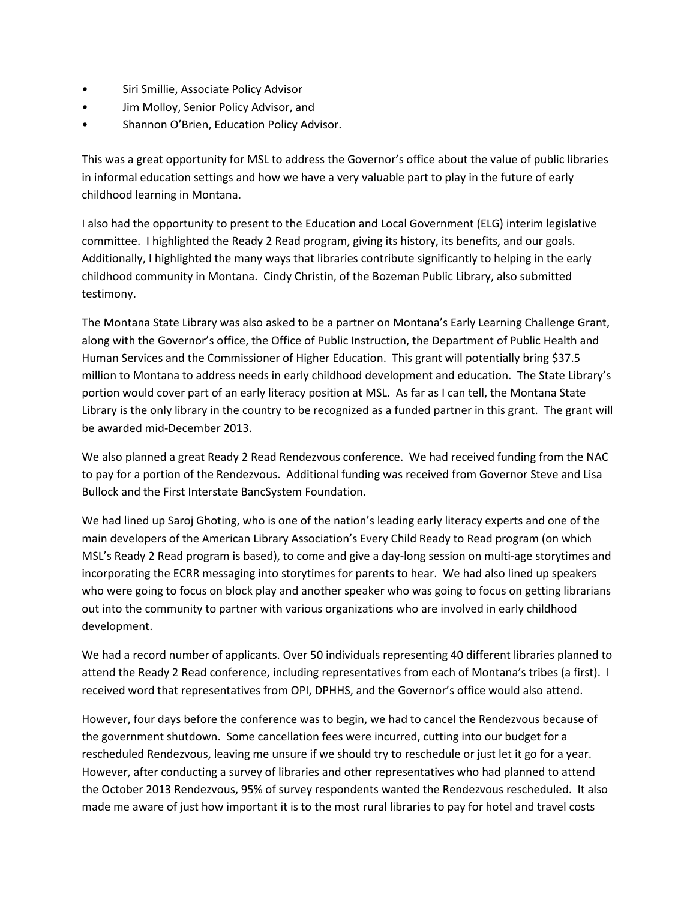- Siri Smillie, Associate Policy Advisor
- Jim Molloy, Senior Policy Advisor, and
- Shannon O'Brien, Education Policy Advisor.

This was a great opportunity for MSL to address the Governor's office about the value of public libraries in informal education settings and how we have a very valuable part to play in the future of early childhood learning in Montana.

I also had the opportunity to present to the Education and Local Government (ELG) interim legislative committee. I highlighted the Ready 2 Read program, giving its history, its benefits, and our goals. Additionally, I highlighted the many ways that libraries contribute significantly to helping in the early childhood community in Montana. Cindy Christin, of the Bozeman Public Library, also submitted testimony.

The Montana State Library was also asked to be a partner on Montana's Early Learning Challenge Grant, along with the Governor's office, the Office of Public Instruction, the Department of Public Health and Human Services and the Commissioner of Higher Education. This grant will potentially bring $37.5 million to Montana to address needs in early childhood development and education. The State Library's portion would cover part of an early literacy position at MSL. As far as I can tell, the Montana State Library is the only library in the country to be recognized as a funded partner in this grant. The grant will be awarded mid-December 2013.

We also planned a great Ready 2 Read Rendezvous conference. We had received funding from the NAC to pay for a portion of the Rendezvous. Additional funding was received from Governor Steve and Lisa Bullock and the First Interstate BancSystem Foundation.

We had lined up Saroj Ghoting, who is one of the nation's leading early literacy experts and one of the main developers of the American Library Association's Every Child Ready to Read program (on which MSL's Ready 2 Read program is based), to come and give a day-long session on multi-age storytimes and incorporating the ECRR messaging into storytimes for parents to hear. We had also lined up speakers who were going to focus on block play and another speaker who was going to focus on getting librarians out into the community to partner with various organizations who are involved in early childhood development.

We had a record number of applicants. Over 50 individuals representing 40 different libraries planned to attend the Ready 2 Read conference, including representatives from each of Montana's tribes (a first). I received word that representatives from OPI, DPHHS, and the Governor's office would also attend.

However, four days before the conference was to begin, we had to cancel the Rendezvous because of the government shutdown. Some cancellation fees were incurred, cutting into our budget for a rescheduled Rendezvous, leaving me unsure if we should try to reschedule or just let it go for a year. However, after conducting a survey of libraries and other representatives who had planned to attend the October 2013 Rendezvous, 95% of survey respondents wanted the Rendezvous rescheduled. It also made me aware of just how important it is to the most rural libraries to pay for hotel and travel costs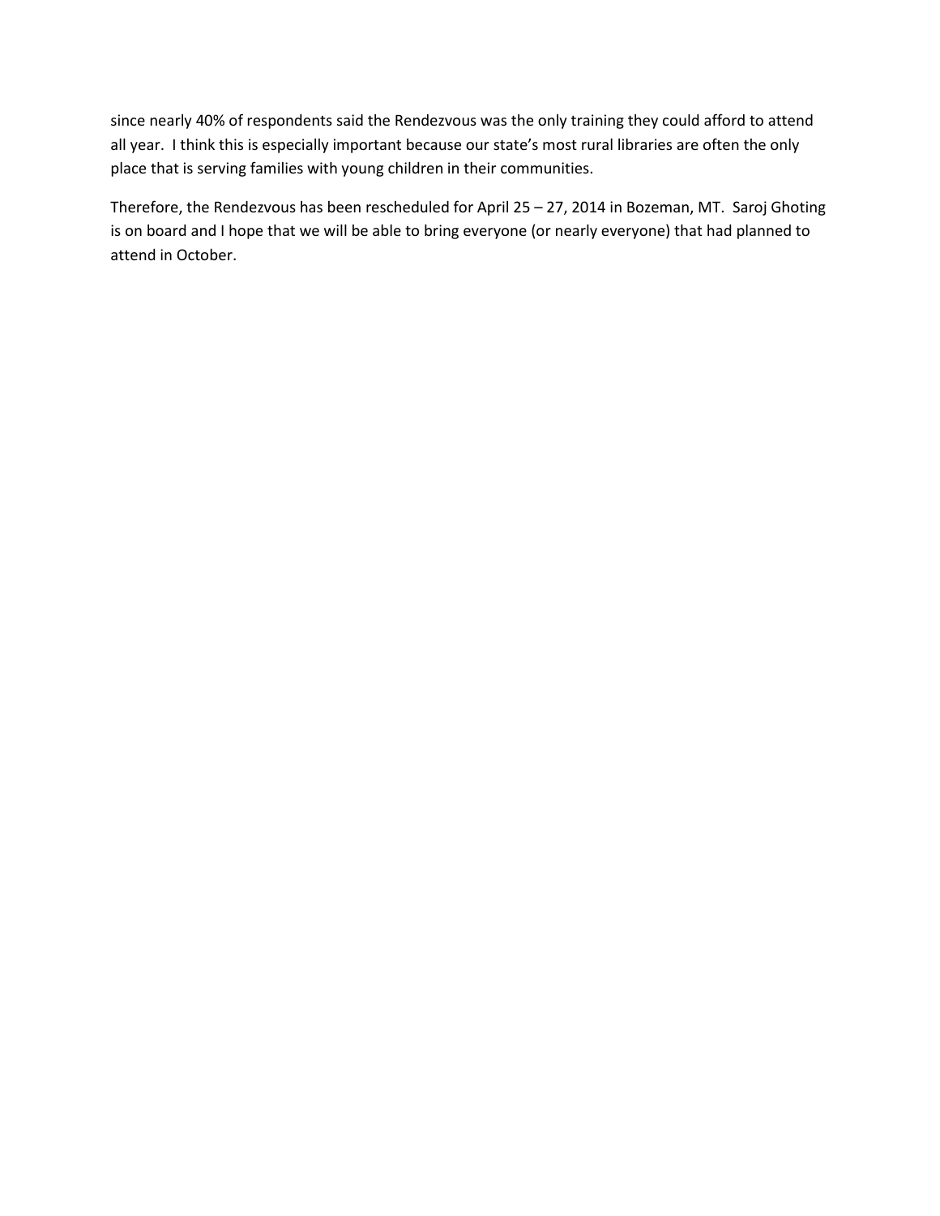since nearly 40% of respondents said the Rendezvous was the only training they could afford to attend all year. I think this is especially important because our state's most rural libraries are often the only place that is serving families with young children in their communities.

Therefore, the Rendezvous has been rescheduled for April 25 – 27, 2014 in Bozeman, MT. Saroj Ghoting is on board and I hope that we will be able to bring everyone (or nearly everyone) that had planned to attend in October.